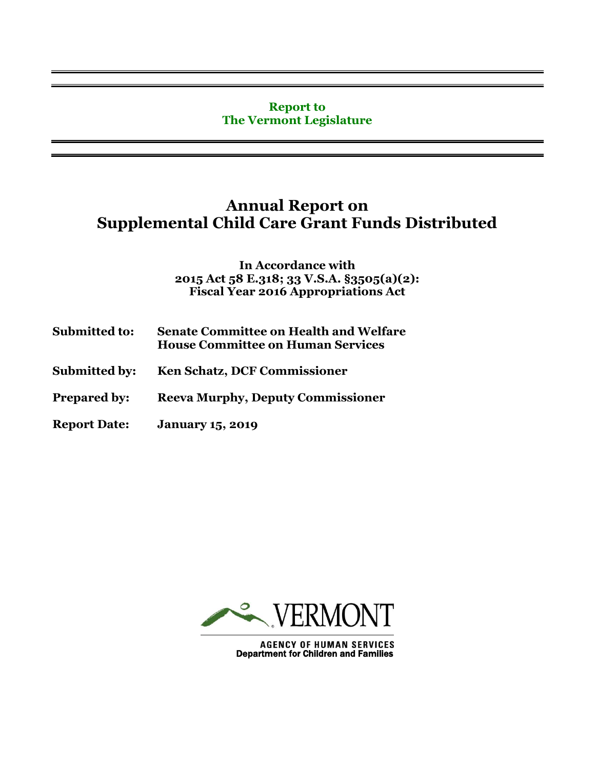**Report to**
**The Vermont Legislature**

# Annual Report on Supplemental Child Care Grant Funds Distributed

**In Accordance with**
**2015 Act 58 E.318; 33 V.S.A. §3505(a)(2):**
**Fiscal Year 2016 Appropriations Act**

**Submitted to:** **Senate Committee on Health and Welfare**
**House Committee on Human Services**

**Submitted by:** **Ken Schatz, DCF Commissioner**

**Prepared by:** **Reeva Murphy, Deputy Commissioner**

**Report Date:** **January 15, 2019**

VERMONT

AGENCY OF HUMAN SERVICES
Department for Children and Families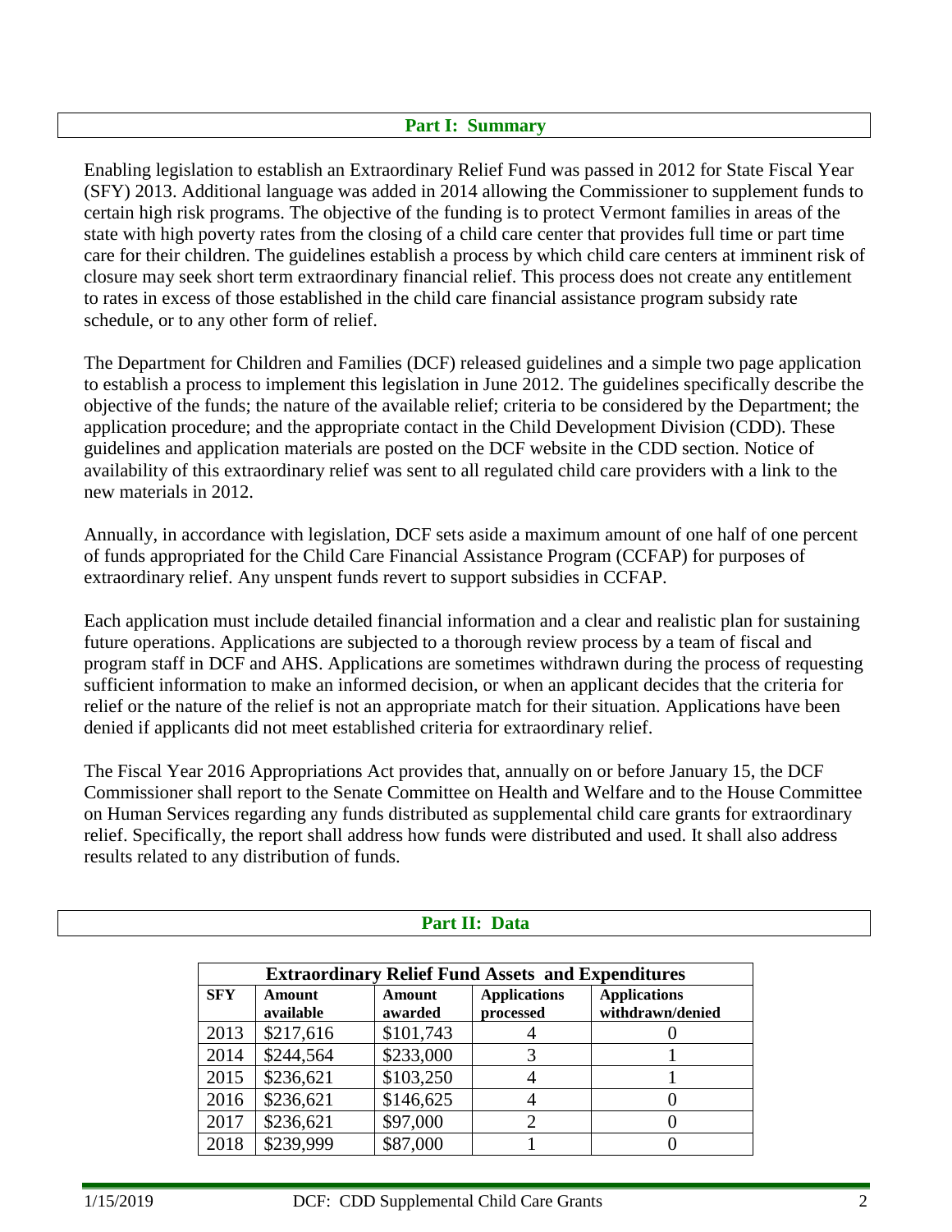## Part I: Summary

Enabling legislation to establish an Extraordinary Relief Fund was passed in 2012 for State Fiscal Year (SFY) 2013. Additional language was added in 2014 allowing the Commissioner to supplement funds to certain high risk programs. The objective of the funding is to protect Vermont families in areas of the state with high poverty rates from the closing of a child care center that provides full time or part time care for their children. The guidelines establish a process by which child care centers at imminent risk of closure may seek short term extraordinary financial relief. This process does not create any entitlement to rates in excess of those established in the child care financial assistance program subsidy rate schedule, or to any other form of relief.

The Department for Children and Families (DCF) released guidelines and a simple two page application to establish a process to implement this legislation in June 2012. The guidelines specifically describe the objective of the funds; the nature of the available relief; criteria to be considered by the Department; the application procedure; and the appropriate contact in the Child Development Division (CDD). These guidelines and application materials are posted on the DCF website in the CDD section. Notice of availability of this extraordinary relief was sent to all regulated child care providers with a link to the new materials in 2012.

Annually, in accordance with legislation, DCF sets aside a maximum amount of one half of one percent of funds appropriated for the Child Care Financial Assistance Program (CCFAP) for purposes of extraordinary relief. Any unspent funds revert to support subsidies in CCFAP.

Each application must include detailed financial information and a clear and realistic plan for sustaining future operations. Applications are subjected to a thorough review process by a team of fiscal and program staff in DCF and AHS. Applications are sometimes withdrawn during the process of requesting sufficient information to make an informed decision, or when an applicant decides that the criteria for relief or the nature of the relief is not an appropriate match for their situation. Applications have been denied if applicants did not meet established criteria for extraordinary relief.

The Fiscal Year 2016 Appropriations Act provides that, annually on or before January 15, the DCF Commissioner shall report to the Senate Committee on Health and Welfare and to the House Committee on Human Services regarding any funds distributed as supplemental child care grants for extraordinary relief. Specifically, the report shall address how funds were distributed and used. It shall also address results related to any distribution of funds.

## Part II: Data

**Extraordinary Relief Fund Assets and Expenditures**

| SFY | Amount available | Amount awarded | Applications processed | Applications withdrawn/denied |
|---|---|---|---|---|
| 2013 | $217,616 | $101,743 | 4 | 0 |
| 2014 | $244,564 | $233,000 | 3 | 1 |
| 2015 | $236,621 | $103,250 | 4 | 1 |
| 2016 | $236,621 | $146,625 | 4 | 0 |
| 2017 | $236,621 | $97,000 | 2 | 0 |
| 2018 | $239,999 | $87,000 | 1 | 0 |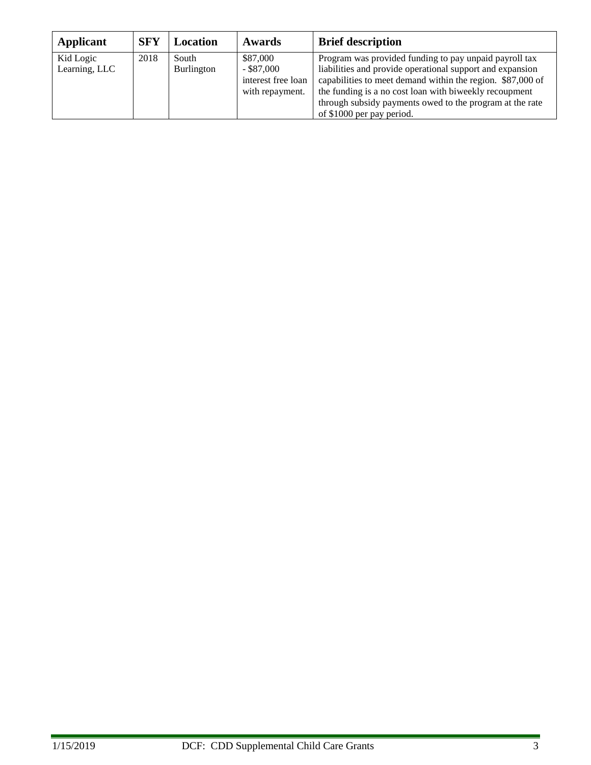| Applicant | SFY | Location | Awards | Brief description |
|---|---|---|---|---|
| Kid Logic Learning, LLC | 2018 | South Burlington | $87,000 - $87,000 interest free loan with repayment. | Program was provided funding to pay unpaid payroll tax liabilities and provide operational support and expansion capabilities to meet demand within the region. $87,000 of the funding is a no cost loan with biweekly recoupment through subsidy payments owed to the program at the rate of $1000 per pay period. |